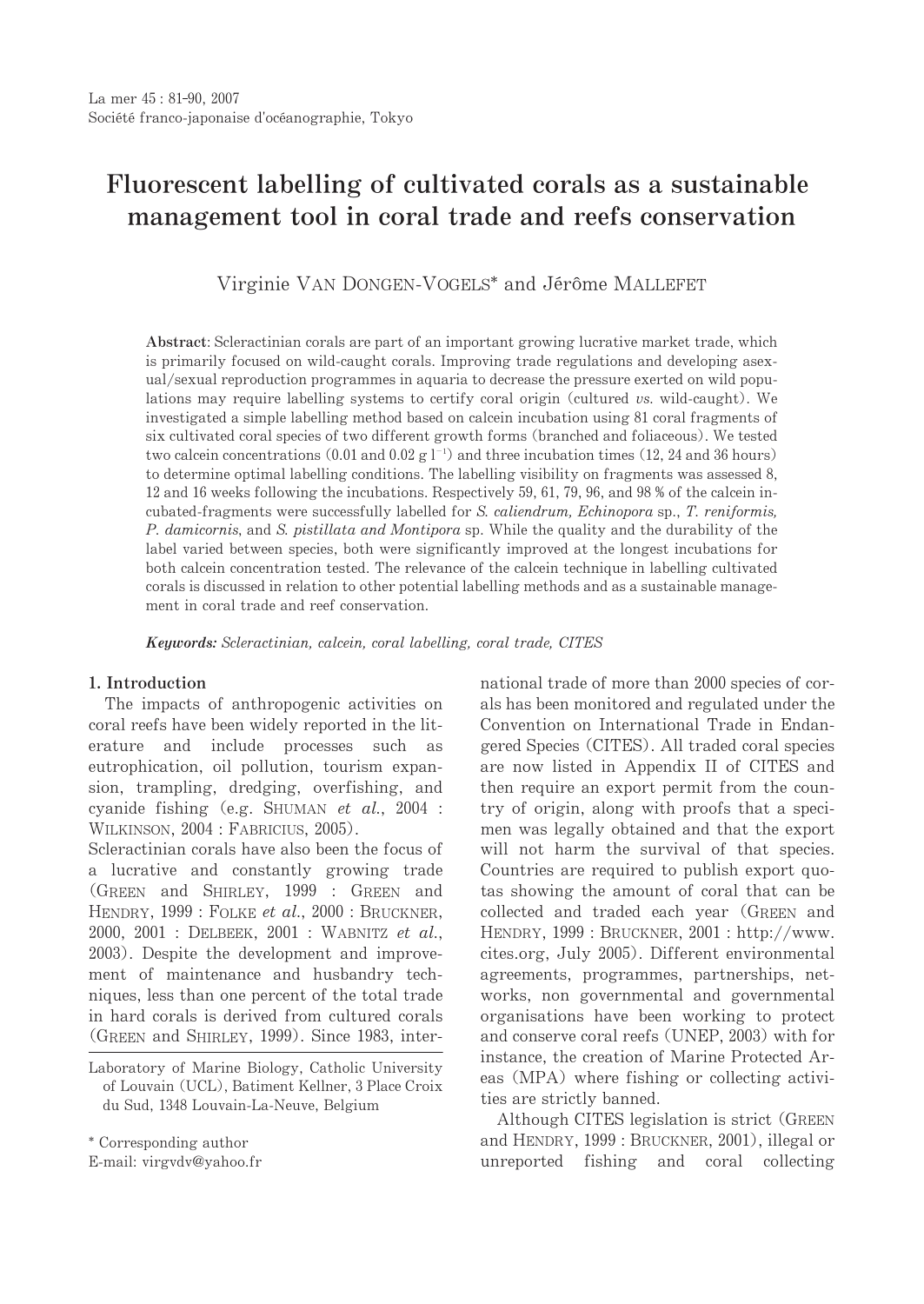# Fluorescent labelling of cultivated corals as a sustainable management tool in coral trade and reefs conservation

Virginie VAN DONGEN-VOGELS* and Jérôme MALLEFET

**Abstract**: Scleractinian corals are part of an important growing lucrative market trade, which is primarily focused on wild-caught corals. Improving trade regulations and developing asexual/sexual reproduction programmes in aquaria to decrease the pressure exerted on wild populations may require labelling systems to certify coral origin (cultured *vs.* wild-caught). We investigated a simple labelling method based on calcein incubation using 81 coral fragments of six cultivated coral species of two different growth forms (branched and foliaceous). We tested two calcein concentrations (0.01 and 0.02 g $l^{-1}$) and three incubation times (12, 24 and 36 hours) to determine optimal labelling conditions. The labelling visibility on fragments was assessed 8, 12 and 16 weeks following the incubations. Respectively 59, 61, 79, 96, and 98 % of the calcein incubated-fragments were successfully labelled for *S. caliendrum, Echinopora* sp., *T. reniformis, P. damicornis*, and *S. pistillata and Montipora* sp. While the quality and the durability of the label varied between species, both were significantly improved at the longest incubations for both calcein concentration tested. The relevance of the calcein technique in labelling cultivated corals is discussed in relation to other potential labelling methods and as a sustainable management in coral trade and reef conservation.

***Keywords:*** *Scleractinian, calcein, coral labelling, coral trade, CITES*

## 1. Introduction

The impacts of anthropogenic activities on coral reefs have been widely reported in the literature and include processes such as eutrophication, oil pollution, tourism expansion, trampling, dredging, overfishing, and cyanide fishing (e.g. SHUMAN *et al.*, 2004 : WILKINSON, 2004 : FABRICIUS, 2005).

Scleractinian corals have also been the focus of a lucrative and constantly growing trade (GREEN and SHIRLEY, 1999 : GREEN and HENDRY, 1999 : FOLKE *et al.*, 2000 : BRUCKNER, 2000, 2001 : DELBEEK, 2001 : WABNITZ *et al.*, 2003). Despite the development and improvement of maintenance and husbandry techniques, less than one percent of the total trade in hard corals is derived from cultured corals (GREEN and SHIRLEY, 1999). Since 1983, international trade of more than 2000 species of corals has been monitored and regulated under the Convention on International Trade in Endangered Species (CITES). All traded coral species are now listed in Appendix II of CITES and then require an export permit from the country of origin, along with proofs that a specimen was legally obtained and that the export will not harm the survival of that species. Countries are required to publish export quotas showing the amount of coral that can be collected and traded each year (GREEN and HENDRY, 1999 : BRUCKNER, 2001 : http://www.cites.org, July 2005). Different environmental agreements, programmes, partnerships, networks, non governmental and governmental organisations have been working to protect and conserve coral reefs (UNEP, 2003) with for instance, the creation of Marine Protected Areas (MPA) where fishing or collecting activities are strictly banned.

Although CITES legislation is strict (GREEN and HENDRY, 1999 : BRUCKNER, 2001), illegal or unreported fishing and coral collecting

Laboratory of Marine Biology, Catholic University of Louvain (UCL), Batiment Kellner, 3 Place Croix du Sud, 1348 Louvain-La-Neuve, Belgium

\* Corresponding author
E-mail: virgvdv@yahoo.fr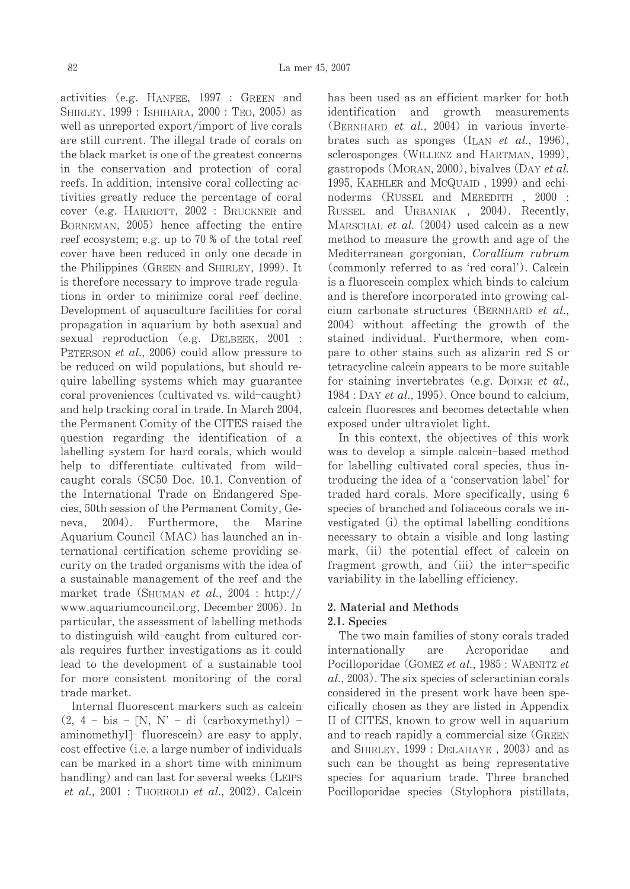activities (e.g. HANFEE, 1997 : GREEN and SHIRLEY, 1999 : ISHIHARA, 2000 : TEO, 2005) as well as unreported export/import of live corals are still current. The illegal trade of corals on the black market is one of the greatest concerns in the conservation and protection of coral reefs. In addition, intensive coral collecting activities greatly reduce the percentage of coral cover (e.g. HARRIOTT, 2002 : BRUCKNER and BORNEMAN, 2005) hence affecting the entire reef ecosystem; e.g. up to 70 % of the total reef cover have been reduced in only one decade in the Philippines (GREEN and SHIRLEY, 1999). It is therefore necessary to improve trade regulations in order to minimize coral reef decline. Development of aquaculture facilities for coral propagation in aquarium by both asexual and sexual reproduction (e.g. DELBEEK, 2001 : PETERSON *et al.*, 2006) could allow pressure to be reduced on wild populations, but should require labelling systems which may guarantee coral proveniences (cultivated vs. wild–caught) and help tracking coral in trade. In March 2004, the Permanent Comity of the CITES raised the question regarding the identification of a labelling system for hard corals, which would help to differentiate cultivated from wild–caught corals (SC50 Doc. 10.1. Convention of the International Trade on Endangered Species, 50th session of the Permanent Comity, Geneva, 2004). Furthermore, the Marine Aquarium Council (MAC) has launched an international certification scheme providing security on the traded organisms with the idea of a sustainable management of the reef and the market trade (SHUMAN *et al.*, 2004 : http://www.aquariumcouncil.org, December 2006). In particular, the assessment of labelling methods to distinguish wild–caught from cultured corals requires further investigations as it could lead to the development of a sustainable tool for more consistent monitoring of the coral trade market.

Internal fluorescent markers such as calcein (2, 4 – bis – [N, N' – di (carboxymethyl) – aminomethyl]– fluorescein) are easy to apply, cost effective (i.e. a large number of individuals can be marked in a short time with minimum handling) and can last for several weeks (LEIPS *et al.*, 2001 : THORROLD *et al.*, 2002). Calcein has been used as an efficient marker for both identification and growth measurements (BERNHARD *et al.*, 2004) in various invertebrates such as sponges (ILAN *et al.*, 1996), sclerosponges (WILLENZ and HARTMAN, 1999), gastropods (MORAN, 2000), bivalves (DAY *et al.* 1995, KAEHLER and MCQUAID , 1999) and echinoderms (RUSSEL and MEREDITH , 2000 : RUSSEL and URBANIAK , 2004). Recently, MARSCHAL *et al.* (2004) used calcein as a new method to measure the growth and age of the Mediterranean gorgonian, *Corallium rubrum* (commonly referred to as 'red coral'). Calcein is a fluorescein complex which binds to calcium and is therefore incorporated into growing calcium carbonate structures (BERNHARD *et al.*, 2004) without affecting the growth of the stained individual. Furthermore, when compare to other stains such as alizarin red S or tetracycline calcein appears to be more suitable for staining invertebrates (e.g. DODGE *et al.*, 1984 : DAY *et al.*, 1995). Once bound to calcium, calcein fluoresces and becomes detectable when exposed under ultraviolet light.

In this context, the objectives of this work was to develop a simple calcein–based method for labelling cultivated coral species, thus introducing the idea of a 'conservation label' for traded hard corals. More specifically, using 6 species of branched and foliaceous corals we investigated (i) the optimal labelling conditions necessary to obtain a visible and long lasting mark, (ii) the potential effect of calcein on fragment growth, and (iii) the inter–specific variability in the labelling efficiency.

## 2. Material and Methods

### 2.1. Species

The two main families of stony corals traded internationally are Acroporidae and Pocilloporidae (GOMEZ *et al.*, 1985 : WABNITZ *et al.*, 2003). The six species of scleractinian corals considered in the present work have been specifically chosen as they are listed in Appendix II of CITES, known to grow well in aquarium and to reach rapidly a commercial size (GREEN and SHIRLEY, 1999 : DELAHAYE , 2003) and as such can be thought as being representative species for aquarium trade. Three branched Pocilloporidae species (Stylophora pistillata,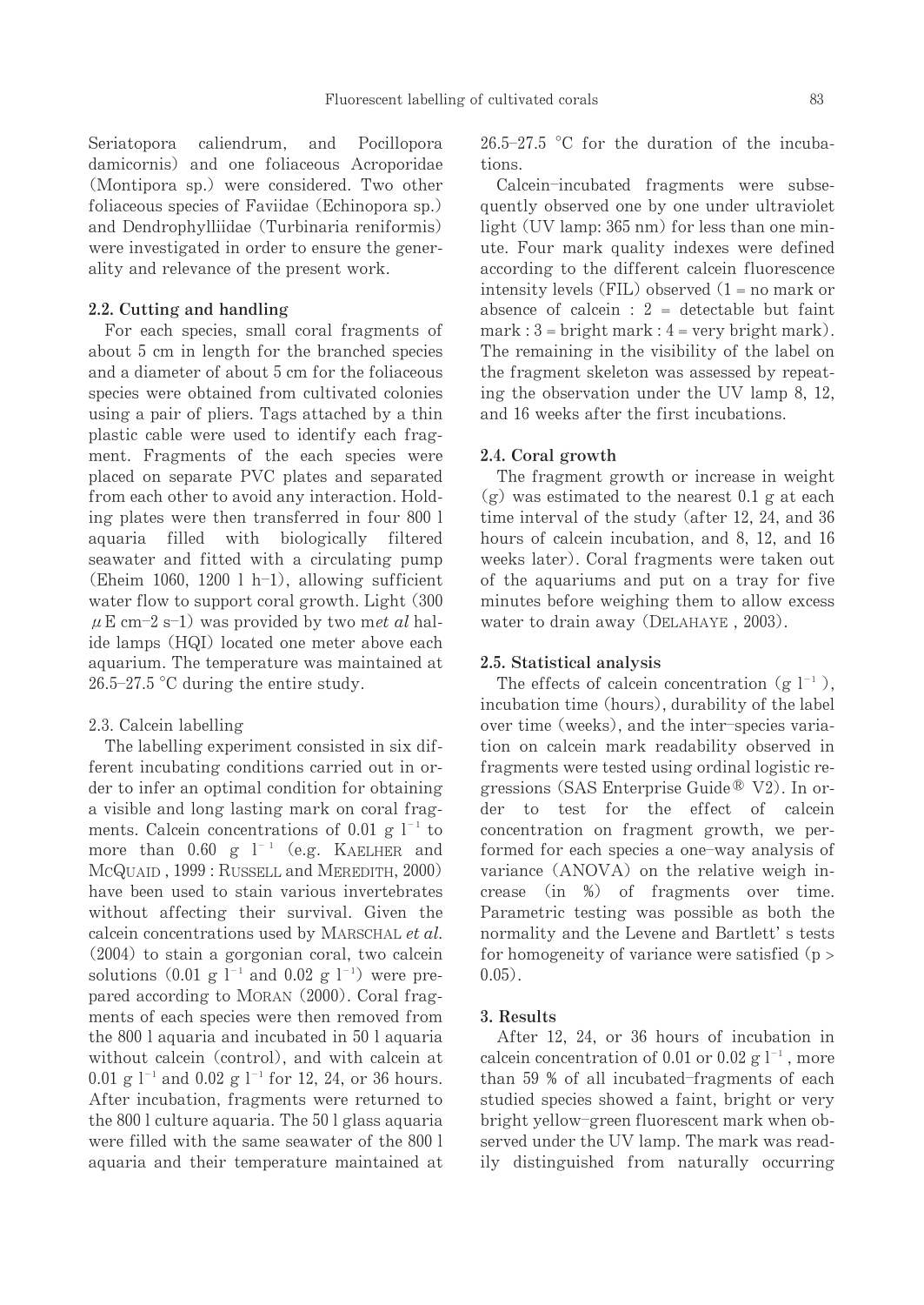Seriatopora caliendrum, and Pocillopora damicornis) and one foliaceous Acroporidae (Montipora sp.) were considered. Two other foliaceous species of Faviidae (Echinopora sp.) and Dendrophylliidae (Turbinaria reniformis) were investigated in order to ensure the generality and relevance of the present work.

### 2.2. Cutting and handling

For each species, small coral fragments of about 5 cm in length for the branched species and a diameter of about 5 cm for the foliaceous species were obtained from cultivated colonies using a pair of pliers. Tags attached by a thin plastic cable were used to identify each fragment. Fragments of the each species were placed on separate PVC plates and separated from each other to avoid any interaction. Holding plates were then transferred in four 800 l aquaria filled with biologically filtered seawater and fitted with a circulating pump (Eheim 1060, 1200 l h–1), allowing sufficient water flow to support coral growth. Light (300 $\mu$E cm–2 s–1) was provided by two m*et al* halide lamps (HQI) located one meter above each aquarium. The temperature was maintained at 26.5–27.5 °C during the entire study.

### 2.3. Calcein labelling

The labelling experiment consisted in six different incubating conditions carried out in order to infer an optimal condition for obtaining a visible and long lasting mark on coral fragments. Calcein concentrations of 0.01 g $l^{-1}$ to more than 0.60 g $l^{-1}$ (e.g. Kaelher and McQuaid, 1999 : Russell and Meredith, 2000) have been used to stain various invertebrates without affecting their survival. Given the calcein concentrations used by Marschal *et al.* (2004) to stain a gorgonian coral, two calcein solutions (0.01 g $l^{-1}$ and 0.02 g $l^{-1}$) were prepared according to Moran (2000). Coral fragments of each species were then removed from the 800 l aquaria and incubated in 50 l aquaria without calcein (control), and with calcein at 0.01 g $l^{-1}$ and 0.02 g $l^{-1}$ for 12, 24, or 36 hours. After incubation, fragments were returned to the 800 l culture aquaria. The 50 l glass aquaria were filled with the same seawater of the 800 l aquaria and their temperature maintained at 26.5–27.5 °C for the duration of the incubations.

Calcein–incubated fragments were subsequently observed one by one under ultraviolet light (UV lamp: 365 nm) for less than one minute. Four mark quality indexes were defined according to the different calcein fluorescence intensity levels (FIL) observed (1 = no mark or absence of calcein : 2 = detectable but faint mark : 3 = bright mark : 4 = very bright mark). The remaining in the visibility of the label on the fragment skeleton was assessed by repeating the observation under the UV lamp 8, 12, and 16 weeks after the first incubations.

### 2.4. Coral growth

The fragment growth or increase in weight (g) was estimated to the nearest 0.1 g at each time interval of the study (after 12, 24, and 36 hours of calcein incubation, and 8, 12, and 16 weeks later). Coral fragments were taken out of the aquariums and put on a tray for five minutes before weighing them to allow excess water to drain away (Delahaye, 2003).

### 2.5. Statistical analysis

The effects of calcein concentration (g $l^{-1}$), incubation time (hours), durability of the label over time (weeks), and the inter–species variation on calcein mark readability observed in fragments were tested using ordinal logistic regressions (SAS Enterprise Guide® V2). In order to test for the effect of calcein concentration on fragment growth, we performed for each species a one–way analysis of variance (ANOVA) on the relative weigh increase (in %) of fragments over time. Parametric testing was possible as both the normality and the Levene and Bartlett' s tests for homogeneity of variance were satisfied ($p > 0.05$).

## 3. Results

After 12, 24, or 36 hours of incubation in calcein concentration of 0.01 or 0.02 g $l^{-1}$, more than 59 % of all incubated–fragments of each studied species showed a faint, bright or very bright yellow–green fluorescent mark when observed under the UV lamp. The mark was readily distinguished from naturally occurring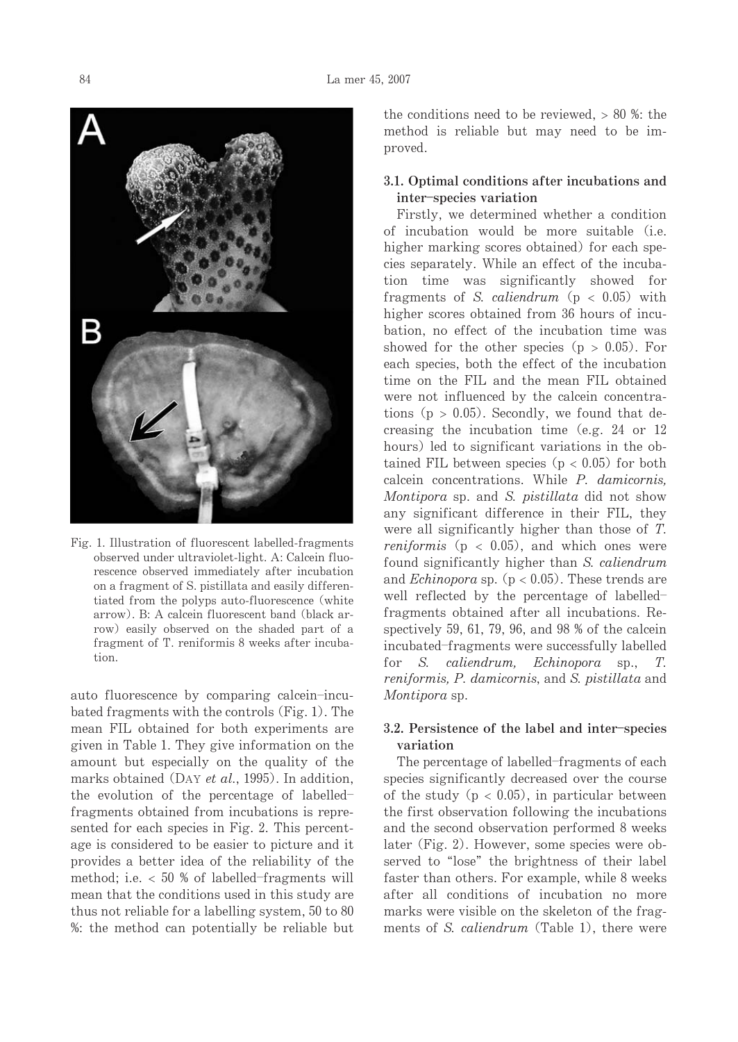Fig. 1. Illustration of fluorescent labelled-fragments observed under ultraviolet-light. A: Calcein fluorescence observed immediately after incubation on a fragment of S. pistillata and easily differentiated from the polyps auto-fluorescence (white arrow). B: A calcein fluorescent band (black arrow) easily observed on the shaded part of a fragment of T. reniformis 8 weeks after incubation.

auto fluorescence by comparing calcein–incubated fragments with the controls (Fig. 1). The mean FIL obtained for both experiments are given in Table 1. They give information on the amount but especially on the quality of the marks obtained (Day *et al.*, 1995). In addition, the evolution of the percentage of labelled–fragments obtained from incubations is represented for each species in Fig. 2. This percentage is considered to be easier to picture and it provides a better idea of the reliability of the method; i.e. < 50 % of labelled–fragments will mean that the conditions used in this study are thus not reliable for a labelling system, 50 to 80 %: the method can potentially be reliable but the conditions need to be reviewed, > 80 %: the method is reliable but may need to be improved.

### 3.1. Optimal conditions after incubations and inter–species variation

Firstly, we determined whether a condition of incubation would be more suitable (i.e. higher marking scores obtained) for each species separately. While an effect of the incubation time was significantly showed for fragments of *S. caliendrum* ($p < 0.05$) with higher scores obtained from 36 hours of incubation, no effect of the incubation time was showed for the other species ($p > 0.05$). For each species, both the effect of the incubation time on the FIL and the mean FIL obtained were not influenced by the calcein concentrations ($p > 0.05$). Secondly, we found that decreasing the incubation time (e.g. 24 or 12 hours) led to significant variations in the obtained FIL between species ($p < 0.05$) for both calcein concentrations. While *P. damicornis, Montipora* sp. and *S. pistillata* did not show any significant difference in their FIL, they were all significantly higher than those of *T. reniformis* ($p < 0.05$), and which ones were found significantly higher than *S. caliendrum* and *Echinopora* sp. ($p < 0.05$). These trends are well reflected by the percentage of labelled–fragments obtained after all incubations. Respectively 59, 61, 79, 96, and 98 % of the calcein incubated–fragments were successfully labelled for *S. caliendrum, Echinopora* sp., *T. reniformis, P. damicornis*, and *S. pistillata* and *Montipora* sp.

### 3.2. Persistence of the label and inter–species variation

The percentage of labelled–fragments of each species significantly decreased over the course of the study ($p < 0.05$), in particular between the first observation following the incubations and the second observation performed 8 weeks later (Fig. 2). However, some species were observed to "lose" the brightness of their label faster than others. For example, while 8 weeks after all conditions of incubation no more marks were visible on the skeleton of the fragments of *S. caliendrum* (Table 1), there were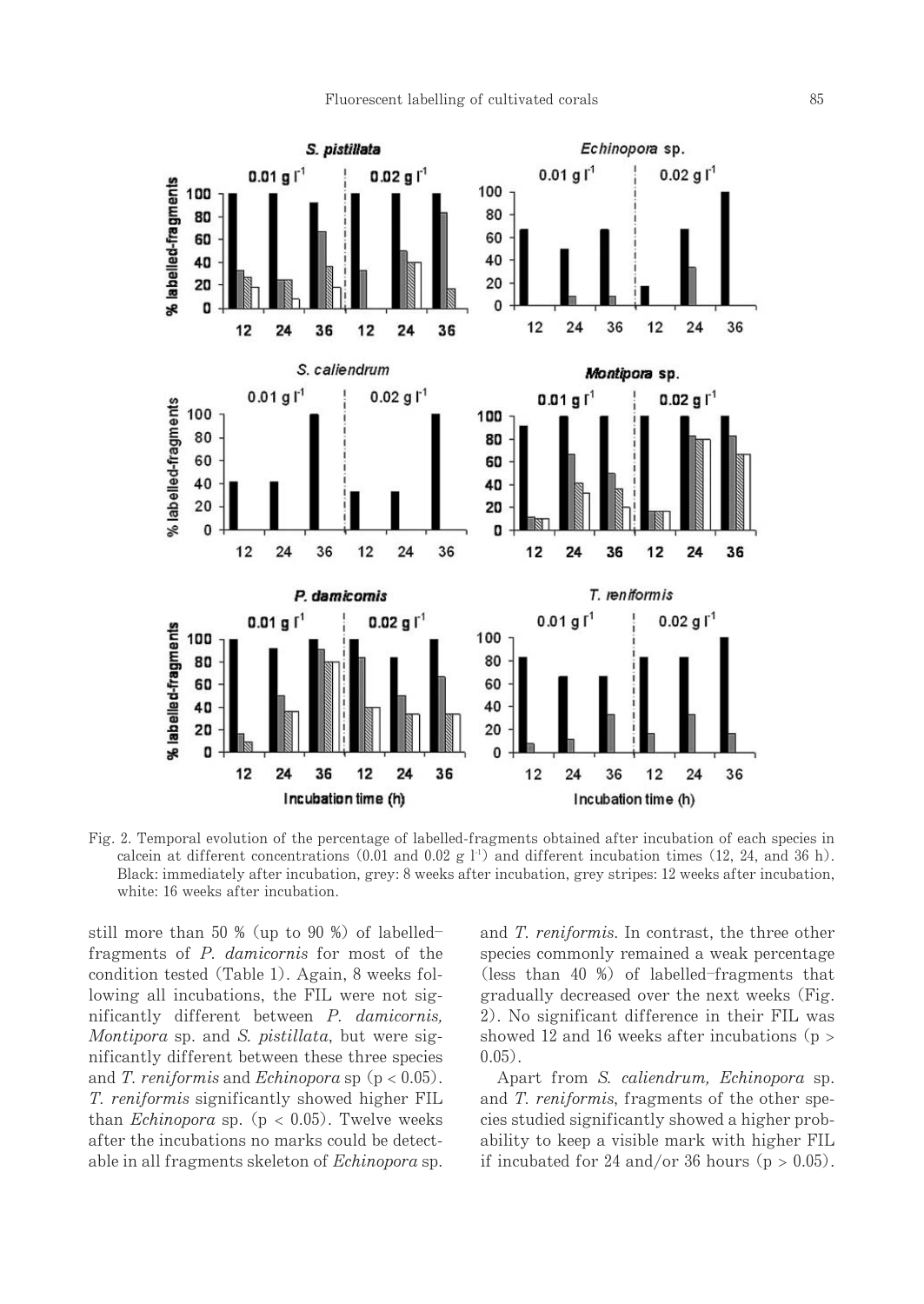Fig. 2. Temporal evolution of the percentage of labelled-fragments obtained after incubation of each species in calcein at different concentrations (0.01 and 0.02 g $l^{-1}$) and different incubation times (12, 24, and 36 h). Black: immediately after incubation, grey: 8 weeks after incubation, grey stripes: 12 weeks after incubation, white: 16 weeks after incubation.

still more than 50 % (up to 90 %) of labelled–fragments of *P. damicornis* for most of the condition tested (Table 1). Again, 8 weeks following all incubations, the FIL were not significantly different between *P. damicornis, Montipora* sp. and *S. pistillata*, but were significantly different between these three species and *T. reniformis* and *Echinopora* sp ($p < 0.05$). *T. reniformis* significantly showed higher FIL than *Echinopora* sp. ($p < 0.05$). Twelve weeks after the incubations no marks could be detectable in all fragments skeleton of *Echinopora* sp. and *T. reniformis*. In contrast, the three other species commonly remained a weak percentage (less than 40 %) of labelled–fragments that gradually decreased over the next weeks (Fig. 2). No significant difference in their FIL was showed 12 and 16 weeks after incubations ($p > 0.05$).

Apart from *S. caliendrum, Echinopora* sp. and *T. reniformis*, fragments of the other species studied significantly showed a higher probability to keep a visible mark with higher FIL if incubated for 24 and/or 36 hours ($p > 0.05$).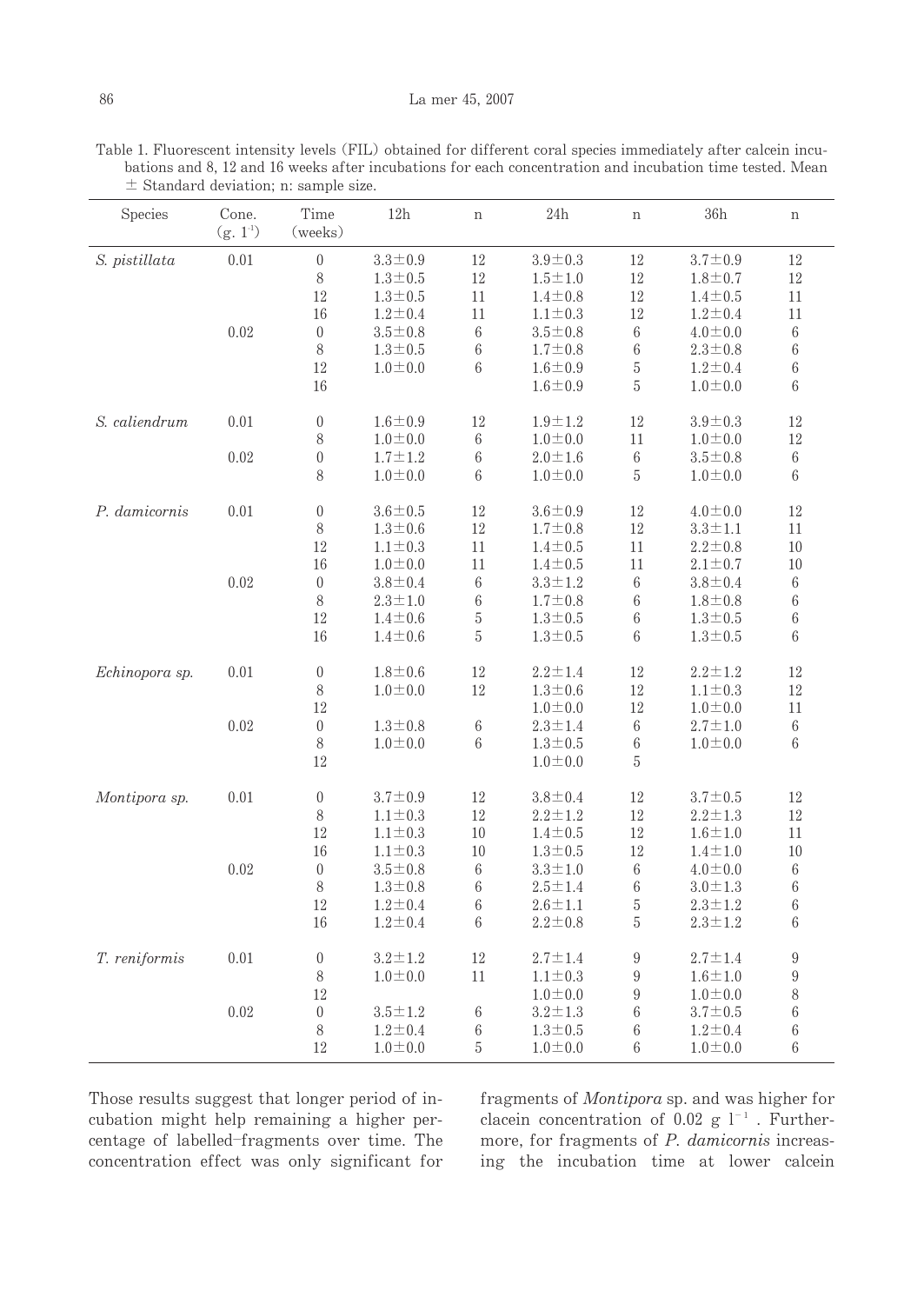Table 1. Fluorescent intensity levels (FIL) obtained for different coral species immediately after calcein incubations and 8, 12 and 16 weeks after incubations for each concentration and incubation time tested. Mean ± Standard deviation; n: sample size.

| Species | Conc. (g. $l^{-1}$) | Time (weeks) | 12h | n | 24h | n | 36h | n |
|---|---|---|---|---|---|---|---|---|
| *S. pistillata* | 0.01 | 0 | 3.3±0.9 | 12 | 3.9±0.3 | 12 | 3.7±0.9 | 12 |
| | | 8 | 1.3±0.5 | 12 | 1.5±1.0 | 12 | 1.8±0.7 | 12 |
| | | 12 | 1.3±0.5 | 11 | 1.4±0.8 | 12 | 1.4±0.5 | 11 |
| | | 16 | 1.2±0.4 | 11 | 1.1±0.3 | 12 | 1.2±0.4 | 11 |
| | 0.02 | 0 | 3.5±0.8 | 6 | 3.5±0.8 | 6 | 4.0±0.0 | 6 |
| | | 8 | 1.3±0.5 | 6 | 1.7±0.8 | 6 | 2.3±0.8 | 6 |
| | | 12 | 1.0±0.0 | 6 | 1.6±0.9 | 5 | 1.2±0.4 | 6 |
| | | 16 | | | 1.6±0.9 | 5 | 1.0±0.0 | 6 |
| *S. caliendrum* | 0.01 | 0 | 1.6±0.9 | 12 | 1.9±1.2 | 12 | 3.9±0.3 | 12 |
| | | 8 | 1.0±0.0 | 6 | 1.0±0.0 | 11 | 1.0±0.0 | 12 |
| | 0.02 | 0 | 1.7±1.2 | 6 | 2.0±1.6 | 6 | 3.5±0.8 | 6 |
| | | 8 | 1.0±0.0 | 6 | 1.0±0.0 | 5 | 1.0±0.0 | 6 |
| *P. damicornis* | 0.01 | 0 | 3.6±0.5 | 12 | 3.6±0.9 | 12 | 4.0±0.0 | 12 |
| | | 8 | 1.3±0.6 | 12 | 1.7±0.8 | 12 | 3.3±1.1 | 11 |
| | | 12 | 1.1±0.3 | 11 | 1.4±0.5 | 11 | 2.2±0.8 | 10 |
| | | 16 | 1.0±0.0 | 11 | 1.4±0.5 | 11 | 2.1±0.7 | 10 |
| | 0.02 | 0 | 3.8±0.4 | 6 | 3.3±1.2 | 6 | 3.8±0.4 | 6 |
| | | 8 | 2.3±1.0 | 6 | 1.7±0.8 | 6 | 1.8±0.8 | 6 |
| | | 12 | 1.4±0.6 | 5 | 1.3±0.5 | 6 | 1.3±0.5 | 6 |
| | | 16 | 1.4±0.6 | 5 | 1.3±0.5 | 6 | 1.3±0.5 | 6 |
| *Echinopora* sp. | 0.01 | 0 | 1.8±0.6 | 12 | 2.2±1.4 | 12 | 2.2±1.2 | 12 |
| | | 8 | 1.0±0.0 | 12 | 1.3±0.6 | 12 | 1.1±0.3 | 12 |
| | | 12 | | | 1.0±0.0 | 12 | 1.0±0.0 | 11 |
| | 0.02 | 0 | 1.3±0.8 | 6 | 2.3±1.4 | 6 | 2.7±1.0 | 6 |
| | | 8 | 1.0±0.0 | 6 | 1.3±0.5 | 6 | 1.0±0.0 | 6 |
| | | 12 | | | 1.0±0.0 | 5 | | |
| *Montipora* sp. | 0.01 | 0 | 3.7±0.9 | 12 | 3.8±0.4 | 12 | 3.7±0.5 | 12 |
| | | 8 | 1.1±0.3 | 12 | 2.2±1.2 | 12 | 2.2±1.3 | 12 |
| | | 12 | 1.1±0.3 | 10 | 1.4±0.5 | 12 | 1.6±1.0 | 11 |
| | | 16 | 1.1±0.3 | 10 | 1.3±0.5 | 12 | 1.4±1.0 | 10 |
| | 0.02 | 0 | 3.5±0.8 | 6 | 3.3±1.0 | 6 | 4.0±0.0 | 6 |
| | | 8 | 1.3±0.8 | 6 | 2.5±1.4 | 6 | 3.0±1.3 | 6 |
| | | 12 | 1.2±0.4 | 6 | 2.6±1.1 | 5 | 2.3±1.2 | 6 |
| | | 16 | 1.2±0.4 | 6 | 2.2±0.8 | 5 | 2.3±1.2 | 6 |
| *T. reniformis* | 0.01 | 0 | 3.2±1.2 | 12 | 2.7±1.4 | 9 | 2.7±1.4 | 9 |
| | | 8 | 1.0±0.0 | 11 | 1.1±0.3 | 9 | 1.6±1.0 | 9 |
| | | 12 | | | 1.0±0.0 | 9 | 1.0±0.0 | 8 |
| | 0.02 | 0 | 3.5±1.2 | 6 | 3.2±1.3 | 6 | 3.7±0.5 | 6 |
| | | 8 | 1.2±0.4 | 6 | 1.3±0.5 | 6 | 1.2±0.4 | 6 |
| | | 12 | 1.0±0.0 | 5 | 1.0±0.0 | 6 | 1.0±0.0 | 6 |

Those results suggest that longer period of incubation might help remaining a higher percentage of labelled-fragments over time. The concentration effect was only significant for fragments of *Montipora* sp. and was higher for clacein concentration of 0.02 g $l^{-1}$. Furthermore, for fragments of *P. damicornis* increasing the incubation time at lower calcein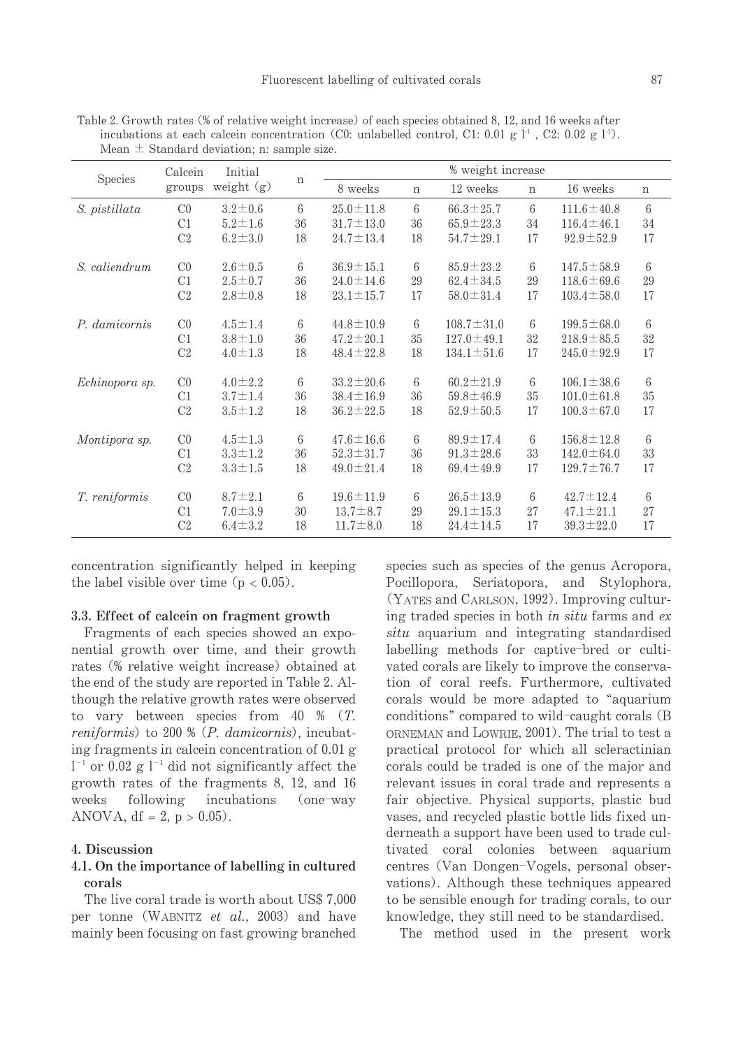Table 2. Growth rates (% of relative weight increase) of each species obtained 8, 12, and 16 weeks after incubations at each calcein concentration (C0: unlabelled control, C1: 0.01 g $l^{-1}$, C2: 0.02 g $l^{-1}$). Mean ± Standard deviation; n: sample size.

| Species | Calcein groups | Initial weight (g) | n | % weight increase | | | | | |
|---|---|---|---|---|---|---|---|---|---|
| | | | | 8 weeks | n | 12 weeks | n | 16 weeks | n |
| *S. pistillata* | C0 | 3.2±0.6 | 6 | 25.0±11.8 | 6 | 66.3±25.7 | 6 | 111.6±40.8 | 6 |
| | C1 | 5.2±1.6 | 36 | 31.7±13.0 | 36 | 65.9±23.3 | 34 | 116.4±46.1 | 34 |
| | C2 | 6.2±3.0 | 18 | 24.7±13.4 | 18 | 54.7±29.1 | 17 | 92.9±52.9 | 17 |
| *S. caliendrum* | C0 | 2.6±0.5 | 6 | 36.9±15.1 | 6 | 85.9±23.2 | 6 | 147.5±58.9 | 6 |
| | C1 | 2.5±0.7 | 36 | 24.0±14.6 | 29 | 62.4±34.5 | 29 | 118.6±69.6 | 29 |
| | C2 | 2.8±0.8 | 18 | 23.1±15.7 | 17 | 58.0±31.4 | 17 | 103.4±58.0 | 17 |
| *P. damicornis* | C0 | 4.5±1.4 | 6 | 44.8±10.9 | 6 | 108.7±31.0 | 6 | 199.5±68.0 | 6 |
| | C1 | 3.8±1.0 | 36 | 47.2±20.1 | 35 | 127.0±49.1 | 32 | 218.9±85.5 | 32 |
| | C2 | 4.0±1.3 | 18 | 48.4±22.8 | 18 | 134.1±51.6 | 17 | 245.0±92.9 | 17 |
| *Echinopora sp.* | C0 | 4.0±2.2 | 6 | 33.2±20.6 | 6 | 60.2±21.9 | 6 | 106.1±38.6 | 6 |
| | C1 | 3.7±1.4 | 36 | 38.4±16.9 | 36 | 59.8±46.9 | 35 | 101.0±61.8 | 35 |
| | C2 | 3.5±1.2 | 18 | 36.2±22.5 | 18 | 52.9±50.5 | 17 | 100.3±67.0 | 17 |
| *Montipora sp.* | C0 | 4.5±1.3 | 6 | 47.6±16.6 | 6 | 89.9±17.4 | 6 | 156.8±12.8 | 6 |
| | C1 | 3.3±1.2 | 36 | 52.3±31.7 | 36 | 91.3±28.6 | 33 | 142.0±64.0 | 33 |
| | C2 | 3.3±1.5 | 18 | 49.0±21.4 | 18 | 69.4±49.9 | 17 | 129.7±76.7 | 17 |
| *T. reniformis* | C0 | 8.7±2.1 | 6 | 19.6±11.9 | 6 | 26.5±13.9 | 6 | 42.7±12.4 | 6 |
| | C1 | 7.0±3.9 | 30 | 13.7±8.7 | 29 | 29.1±15.3 | 27 | 47.1±21.1 | 27 |
| | C2 | 6.4±3.2 | 18 | 11.7±8.0 | 18 | 24.4±14.5 | 17 | 39.3±22.0 | 17 |

concentration significantly helped in keeping the label visible over time ($p < 0.05$).

### 3.3. Effect of calcein on fragment growth

Fragments of each species showed an exponential growth over time, and their growth rates (% relative weight increase) obtained at the end of the study are reported in Table 2. Although the relative growth rates were observed to vary between species from 40 % (*T. reniformis*) to 200 % (*P. damicornis*), incubating fragments in calcein concentration of 0.01 g $l^{-1}$ or 0.02 g $l^{-1}$ did not significantly affect the growth rates of the fragments 8, 12, and 16 weeks following incubations (one-way ANOVA, df = 2, $p > 0.05$).

## 4. Discussion

### 4.1. On the importance of labelling in cultured corals

The live coral trade is worth about US$ 7,000 per tonne (WABNITZ *et al.*, 2003) and have mainly been focusing on fast growing branched species such as species of the genus Acropora, Pocillopora, Seriatopora, and Stylophora, (YATES and CARLSON, 1992). Improving culturing traded species in both *in situ* farms and *ex situ* aquarium and integrating standardised labelling methods for captive-bred or cultivated corals are likely to improve the conservation of coral reefs. Furthermore, cultivated corals would be more adapted to "aquarium conditions" compared to wild-caught corals (BORNEMAN and LOWRIE, 2001). The trial to test a practical protocol for which all scleractinian corals could be traded is one of the major and relevant issues in coral trade and represents a fair objective. Physical supports, plastic bud vases, and recycled plastic bottle lids fixed underneath a support have been used to trade cultivated coral colonies between aquarium centres (Van Dongen-Vogels, personal observations). Although these techniques appeared to be sensible enough for trading corals, to our knowledge, they still need to be standardised.

The method used in the present work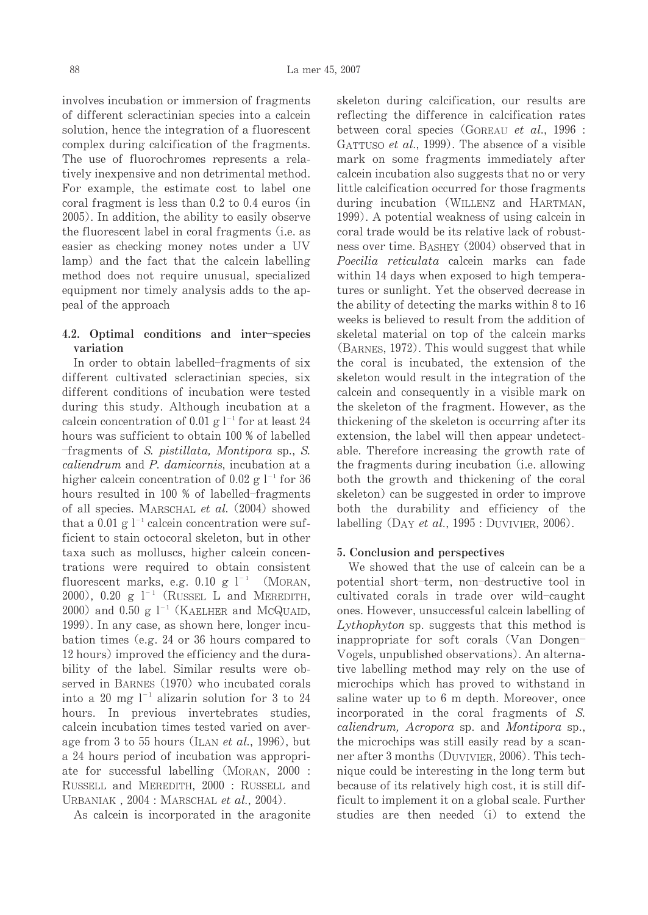involves incubation or immersion of fragments of different scleractinian species into a calcein solution, hence the integration of a fluorescent complex during calcification of the fragments. The use of fluorochromes represents a relatively inexpensive and non detrimental method. For example, the estimate cost to label one coral fragment is less than 0.2 to 0.4 euros (in 2005). In addition, the ability to easily observe the fluorescent label in coral fragments (i.e. as easier as checking money notes under a UV lamp) and the fact that the calcein labelling method does not require unusual, specialized equipment nor timely analysis adds to the appeal of the approach

### 4.2. Optimal conditions and inter–species variation

In order to obtain labelled–fragments of six different cultivated scleractinian species, six different conditions of incubation were tested during this study. Although incubation at a calcein concentration of 0.01 g $l^{-1}$ for at least 24 hours was sufficient to obtain 100 % of labelled –fragments of *S. pistillata, Montipora* sp., *S. caliendrum* and *P. damicornis*, incubation at a higher calcein concentration of 0.02 g $l^{-1}$ for 36 hours resulted in 100 % of labelled–fragments of all species. Marschal *et al.* (2004) showed that a 0.01 g $l^{-1}$ calcein concentration were sufficient to stain octocoral skeleton, but in other taxa such as molluscs, higher calcein concentrations were required to obtain consistent fluorescent marks, e.g. 0.10 g $l^{-1}$ (Moran, 2000), 0.20 g $l^{-1}$ (Russel L and Meredith, 2000) and 0.50 g $l^{-1}$ (Kaelher and McQuaid, 1999). In any case, as shown here, longer incubation times (e.g. 24 or 36 hours compared to 12 hours) improved the efficiency and the durability of the label. Similar results were observed in Barnes (1970) who incubated corals into a 20 mg $l^{-1}$ alizarin solution for 3 to 24 hours. In previous invertebrates studies, calcein incubation times tested varied on average from 3 to 55 hours (Ilan *et al.*, 1996), but a 24 hours period of incubation was appropriate for successful labelling (Moran, 2000 : Russell and Meredith, 2000 : Russell and Urbaniak , 2004 : Marschal *et al.*, 2004).

As calcein is incorporated in the aragonite skeleton during calcification, our results are reflecting the difference in calcification rates between coral species (Goreau *et al.*, 1996 : Gattuso *et al.*, 1999). The absence of a visible mark on some fragments immediately after calcein incubation also suggests that no or very little calcification occurred for those fragments during incubation (Willenz and Hartman, 1999). A potential weakness of using calcein in coral trade would be its relative lack of robustness over time. Bashey (2004) observed that in *Poecilia reticulata* calcein marks can fade within 14 days when exposed to high temperatures or sunlight. Yet the observed decrease in the ability of detecting the marks within 8 to 16 weeks is believed to result from the addition of skeletal material on top of the calcein marks (Barnes, 1972). This would suggest that while the coral is incubated, the extension of the skeleton would result in the integration of the calcein and consequently in a visible mark on the skeleton of the fragment. However, as the thickening of the skeleton is occurring after its extension, the label will then appear undetectable. Therefore increasing the growth rate of the fragments during incubation (i.e. allowing both the growth and thickening of the coral skeleton) can be suggested in order to improve both the durability and efficiency of the labelling (Day *et al.*, 1995 : Duvivier, 2006).

## 5. Conclusion and perspectives

We showed that the use of calcein can be a potential short–term, non–destructive tool in cultivated corals in trade over wild–caught ones. However, unsuccessful calcein labelling of *Lythophyton* sp. suggests that this method is inappropriate for soft corals (Van Dongen–Vogels, unpublished observations). An alternative labelling method may rely on the use of microchips which has proved to withstand in saline water up to 6 m depth. Moreover, once incorporated in the coral fragments of *S. caliendrum, Acropora* sp. and *Montipora* sp., the microchips was still easily read by a scanner after 3 months (Duvivier, 2006). This technique could be interesting in the long term but because of its relatively high cost, it is still difficult to implement it on a global scale. Further studies are then needed (i) to extend the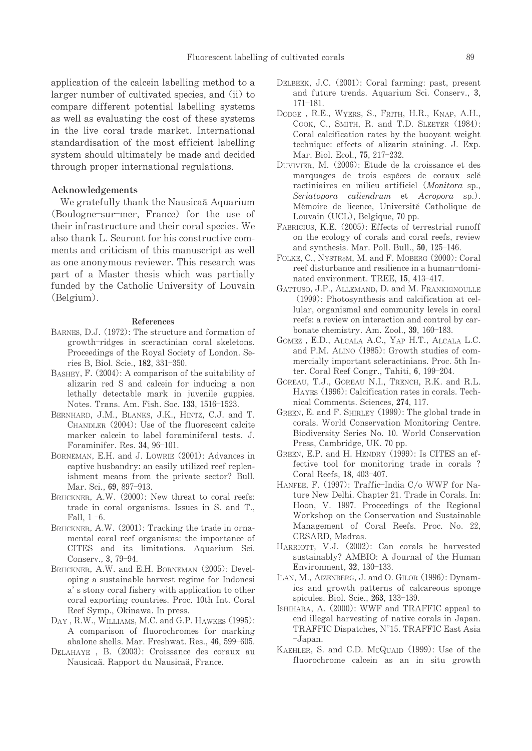application of the calcein labelling method to a larger number of cultivated species, and (ii) to compare different potential labelling systems as well as evaluating the cost of these systems in the live coral trade market. International standardisation of the most efficient labelling system should ultimately be made and decided through proper international regulations.

## Acknowledgements

We gratefully thank the Nausicaä Aquarium (Boulogne–sur–mer, France) for the use of their infrastructure and their coral species. We also thank L. Seuront for his constructive comments and criticism of this manuscript as well as one anonymous reviewer. This research was part of a Master thesis which was partially funded by the Catholic University of Louvain (Belgium).

## References

BARNES, D.J. (1972): The structure and formation of growth–ridges in sceractinian coral skeletons. Proceedings of the Royal Society of London. Series B, Biol. Scie., **182**, 331–350.

BASHEY, F. (2004): A comparison of the suitability of alizarin red S and calcein for inducing a non lethally detectable mark in juvenile guppies. Notes. Trans. Am. Fish. Soc. **133**, 1516–1523.

BERNHARD, J.M., BLANKS, J.K., HINTZ, C.J. and T. CHANDLER (2004): Use of the fluorescent calcite marker calcein to label foraminiferal tests. J. Foraminifer. Res. **34**, 96–101.

BORNEMAN, E.H. and J. LOWRIE (2001): Advances in captive husbandry: an easily utilized reef replenishment means from the private sector? Bull. Mar. Sci., **69**, 897–913.

BRUCKNER, A.W. (2000): New threat to coral reefs: trade in coral organisms. Issues in S. and T., Fall, 1 –6.

BRUCKNER, A.W. (2001): Tracking the trade in ornamental coral reef organisms: the importance of CITES and its limitations. Aquarium Sci. Conserv., **3**, 79–94.

BRUCKNER, A.W. and E.H. BORNEMAN (2005): Developing a sustainable harvest regime for Indonesi a' s stony coral fishery with application to other coral exporting countries. Proc. 10th Int. Coral Reef Symp., Okinawa. In press.

DAY , R.W., WILLIAMS, M.C. and G.P. HAWKES (1995): A comparison of fluorochromes for marking abalone shells. Mar. Freshwat. Res., **46**, 599–605.

DELAHAYE , B. (2003): Croissance des coraux au Nausicaä. Rapport du Nausicaä, France.

DELBEEK, J.C. (2001): Coral farming: past, present and future trends. Aquarium Sci. Conserv., **3**, 171–181.

DODGE , R.E., WYERS, S., FRITH, H.R., KNAP, A.H., COOK, C., SMITH, R. and T.D. SLEETER (1984): Coral calcification rates by the buoyant weight technique: effects of alizarin staining. J. Exp. Mar. Biol. Ecol., **75**, 217–232.

DUVIVIER, M. (2006): Etude de la croissance et des marquages de trois espèces de coraux sclé ractiniaires en milieu artificiel (*Monitora* sp., *Seriatopora caliendrum* et *Acropora* sp.). Mémoire de licence, Université Catholique de Louvain (UCL), Belgique, 70 pp.

FABRICIUS, K.E. (2005): Effects of terrestrial runoff on the ecology of corals and coral reefs, review and synthesis. Mar. Poll. Bull., **50**, 125–146.

FOLKE, C., NYSTRöM, M. and F. MOBERG (2000): Coral reef disturbance and resilience in a human–dominated environment. TREE, **15**, 413–417.

GATTUSO, J.P., ALLEMAND, D. and M. FRANKIGNOULLE (1999): Photosynthesis and calcification at cellular, organismal and community levels in coral reefs: a review on interaction and control by carbonate chemistry. Am. Zool., **39**, 160–183.

GOMEZ , E.D., ALCALA A.C., YAP H.T., ALCALA L.C. and P.M. ALINO (1985): Growth studies of commercially important scleractinians. Proc. 5th Inter. Coral Reef Congr., Tahiti, **6**, 199–204.

GOREAU, T.J., GOREAU N.I., TRENCH, R.K. and R.L. HAYES (1996): Calcification rates in corals. Technical Comments. Sciences, **274**, 117.

GREEN, E. and F. SHIRLEY (1999): The global trade in corals. World Conservation Monitoring Centre. Biodiversity Series No. 10. World Conservation Press, Cambridge, UK. 70 pp.

GREEN, E.P. and H. HENDRY (1999): Is CITES an effective tool for monitoring trade in corals ? Coral Reefs, **18**, 403–407.

HANFEE, F. (1997): Traffic–India C/o WWF for Nature New Delhi. Chapter 21. Trade in Corals. In: Hoon, V. 1997. Proceedings of the Regional Workshop on the Conservation and Sustainable Management of Coral Reefs. Proc. No. 22, CRSARD, Madras.

HARRIOTT, V.J. (2002): Can corals be harvested sustainably? AMBIO: A Journal of the Human Environment, **32**, 130–133.

ILAN, M., AIZENBERG, J. and O. GILOR (1996): Dynamics and growth patterns of calcareous sponge spicules. Biol. Scie., **263**, 133–139.

ISHIHARA, A. (2000): WWF and TRAFFIC appeal to end illegal harvesting of native corals in Japan. TRAFFIC Dispatches, N°15. TRAFFIC East Asia –Japan.

KAEHLER, S. and C.D. MCQUAID (1999): Use of the fluorochrome calcein as an in situ growth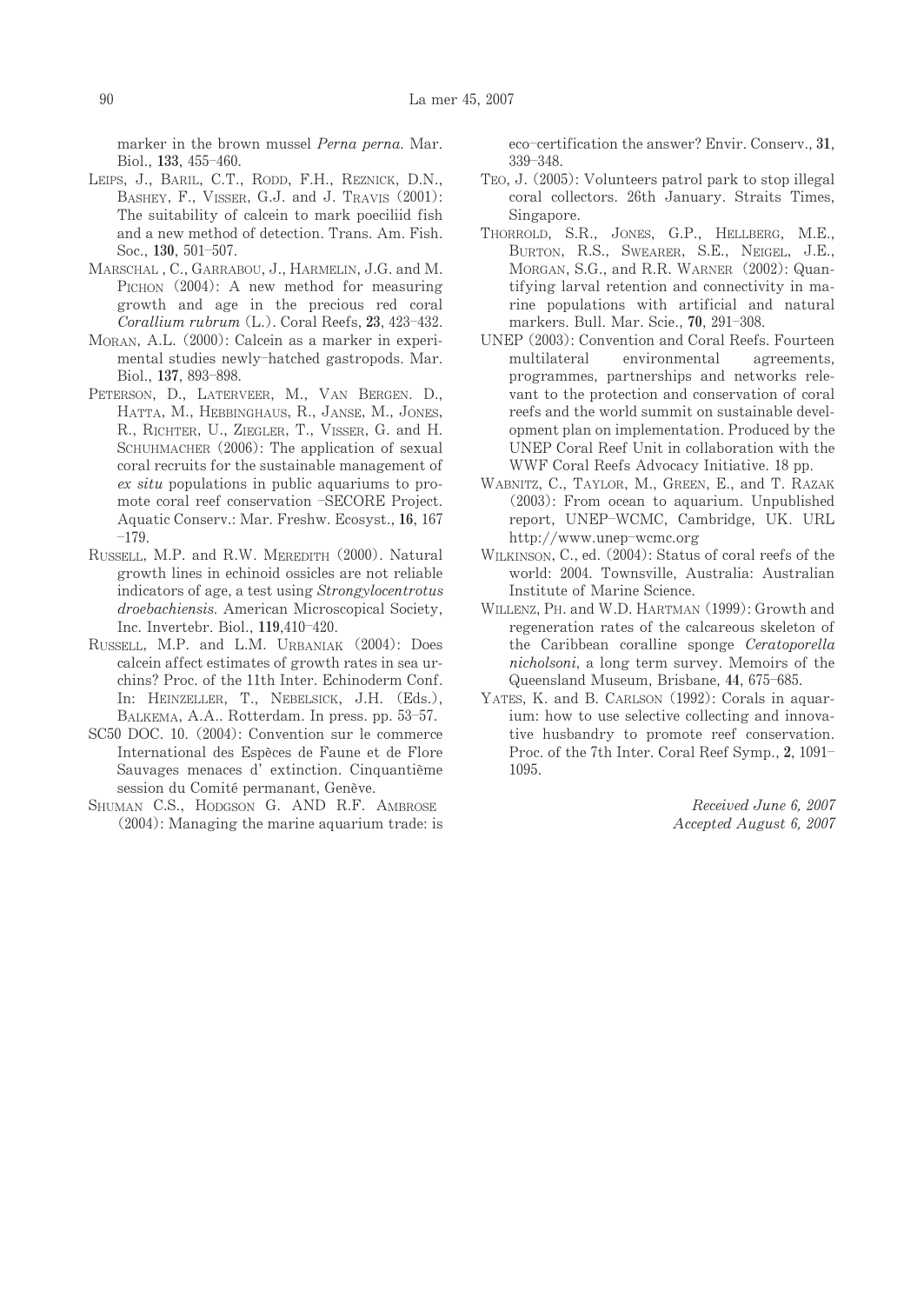marker in the brown mussel *Perna perna*. Mar. Biol., **133**, 455–460.

LEIPS, J., BARIL, C.T., RODD, F.H., REZNICK, D.N., BASHEY, F., VISSER, G.J. and J. TRAVIS (2001): The suitability of calcein to mark poeciliid fish and a new method of detection. Trans. Am. Fish. Soc., **130**, 501–507.

MARSCHAL , C., GARRABOU, J., HARMELIN, J.G. and M. PICHON (2004): A new method for measuring growth and age in the precious red coral *Corallium rubrum* (L.). Coral Reefs, **23**, 423–432.

MORAN, A.L. (2000): Calcein as a marker in experimental studies newly–hatched gastropods. Mar. Biol., **137**, 893–898.

PETERSON, D., LATERVEER, M., VAN BERGEN. D., HATTA, M., HEBBINGHAUS, R., JANSE, M., JONES, R., RICHTER, U., ZIEGLER, T., VISSER, G. and H. SCHUHMACHER (2006): The application of sexual coral recruits for the sustainable management of *ex situ* populations in public aquariums to promote coral reef conservation –SECORE Project. Aquatic Conserv.: Mar. Freshw. Ecosyst., **16**, 167–179.

RUSSELL, M.P. and R.W. MEREDITH (2000). Natural growth lines in echinoid ossicles are not reliable indicators of age, a test using *Strongylocentrotus droebachiensis*. American Microscopical Society, Inc. Invertebr. Biol., **119**,410–420.

RUSSELL, M.P. and L.M. URBANIAK (2004): Does calcein affect estimates of growth rates in sea urchins? Proc. of the 11th Inter. Echinoderm Conf. In: HEINZELLER, T., NEBELSICK, J.H. (Eds.), BALKEMA, A.A.. Rotterdam. In press. pp. 53–57.

SC50 DOC. 10. (2004): Convention sur le commerce International des Espèces de Faune et de Flore Sauvages menaces d' extinction. Cinquantième session du Comité permanant, Genève.

SHUMAN C.S., HODGSON G. AND R.F. AMBROSE (2004): Managing the marine aquarium trade: is eco–certification the answer? Envir. Conserv., **31**, 339–348.

TEO, J. (2005): Volunteers patrol park to stop illegal coral collectors. 26th January. Straits Times, Singapore.

THORROLD, S.R., JONES, G.P., HELLBERG, M.E., BURTON, R.S., SWEARER, S.E., NEIGEL, J.E., MORGAN, S.G., and R.R. WARNER (2002): Quantifying larval retention and connectivity in marine populations with artificial and natural markers. Bull. Mar. Scie., **70**, 291–308.

UNEP (2003): Convention and Coral Reefs. Fourteen multilateral environmental agreements, programmes, partnerships and networks relevant to the protection and conservation of coral reefs and the world summit on sustainable development plan on implementation. Produced by the UNEP Coral Reef Unit in collaboration with the WWF Coral Reefs Advocacy Initiative. 18 pp.

WABNITZ, C., TAYLOR, M., GREEN, E., and T. RAZAK (2003): From ocean to aquarium. Unpublished report, UNEP–WCMC, Cambridge, UK. URL http://www.unep–wcmc.org

WILKINSON, C., ed. (2004): Status of coral reefs of the world: 2004. Townsville, Australia: Australian Institute of Marine Science.

WILLENZ, PH. and W.D. HARTMAN (1999): Growth and regeneration rates of the calcareous skeleton of the Caribbean coralline sponge *Ceratoporella nicholsoni*, a long term survey. Memoirs of the Queensland Museum, Brisbane, **44**, 675–685.

YATES, K. and B. CARLSON (1992): Corals in aquarium: how to use selective collecting and innovative husbandry to promote reef conservation. Proc. of the 7th Inter. Coral Reef Symp., **2**, 1091–1095.

*Received June 6, 2007*
*Accepted August 6, 2007*